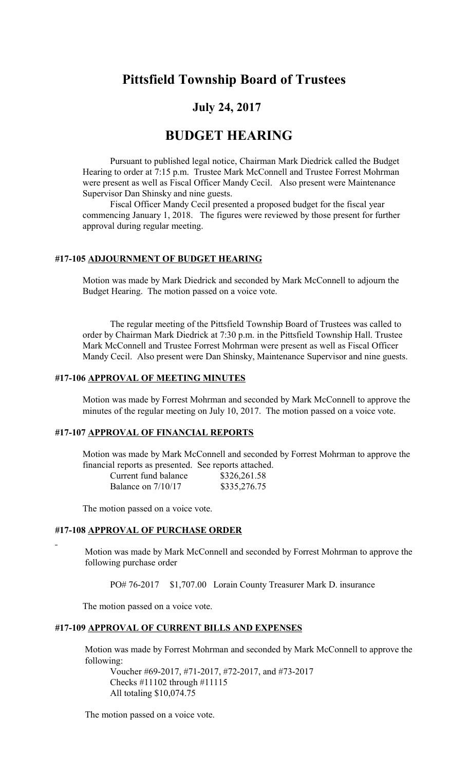# Pittsfield Township Board of Trustees

## July 24, 2017

# BUDGET HEARING

Pursuant to published legal notice, Chairman Mark Diedrick called the Budget Hearing to order at 7:15 p.m. Trustee Mark McConnell and Trustee Forrest Mohrman were present as well as Fiscal Officer Mandy Cecil. Also present were Maintenance Supervisor Dan Shinsky and nine guests.

Fiscal Officer Mandy Cecil presented a proposed budget for the fiscal year commencing January 1, 2018. The figures were reviewed by those present for further approval during regular meeting.

### #17-105 ADJOURNMENT OF BUDGET HEARING

Motion was made by Mark Diedrick and seconded by Mark McConnell to adjourn the Budget Hearing. The motion passed on a voice vote.

The regular meeting of the Pittsfield Township Board of Trustees was called to order by Chairman Mark Diedrick at 7:30 p.m. in the Pittsfield Township Hall. Trustee Mark McConnell and Trustee Forrest Mohrman were present as well as Fiscal Officer Mandy Cecil. Also present were Dan Shinsky, Maintenance Supervisor and nine guests.

### #17-106 APPROVAL OF MEETING MINUTES

Motion was made by Forrest Mohrman and seconded by Mark McConnell to approve the minutes of the regular meeting on July 10, 2017. The motion passed on a voice vote.

### #17-107 APPROVAL OF FINANCIAL REPORTS

Motion was made by Mark McConnell and seconded by Forrest Mohrman to approve the financial reports as presented. See reports attached.

| | |
|---|---|
| Current fund balance | $326,261.58 |
| Balance on 7/10/17 | $335,276.75 |

The motion passed on a voice vote.

### #17-108 APPROVAL OF PURCHASE ORDER

Motion was made by Mark McConnell and seconded by Forrest Mohrman to approve the following purchase order

PO# 76-2017 $1,707.00 Lorain County Treasurer Mark D. insurance

The motion passed on a voice vote.

### #17-109 APPROVAL OF CURRENT BILLS AND EXPENSES

Motion was made by Forrest Mohrman and seconded by Mark McConnell to approve the following:

Voucher #69-2017, #71-2017, #72-2017, and #73-2017
Checks #11102 through #11115
All totaling $10,074.75

The motion passed on a voice vote.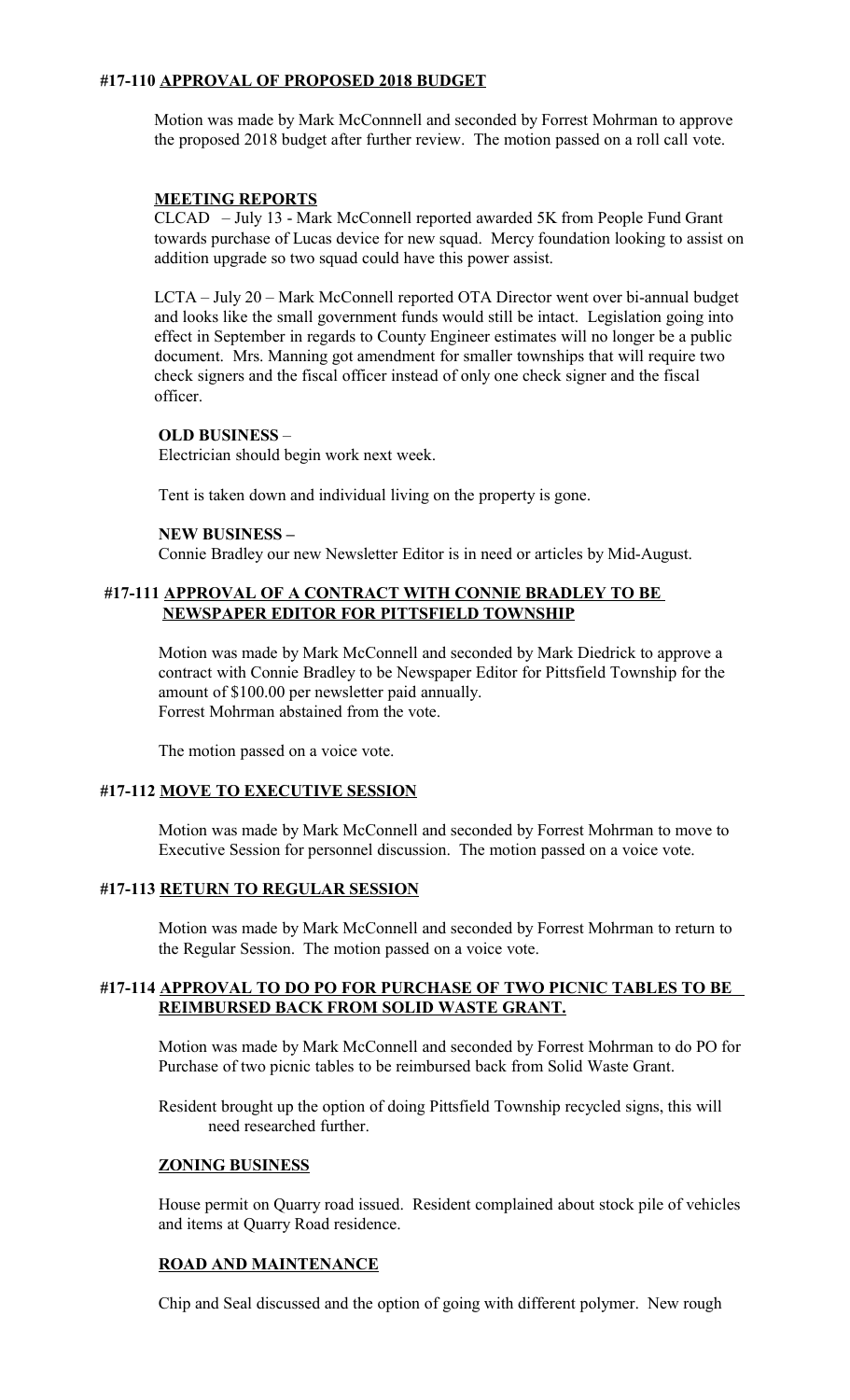### #17-110 APPROVAL OF PROPOSED 2018 BUDGET

Motion was made by Mark McConnnell and seconded by Forrest Mohrman to approve the proposed 2018 budget after further review. The motion passed on a roll call vote.

### MEETING REPORTS

CLCAD – July 13 - Mark McConnell reported awarded 5K from People Fund Grant towards purchase of Lucas device for new squad. Mercy foundation looking to assist on addition upgrade so two squad could have this power assist.

LCTA – July 20 – Mark McConnell reported OTA Director went over bi-annual budget and looks like the small government funds would still be intact. Legislation going into effect in September in regards to County Engineer estimates will no longer be a public document. Mrs. Manning got amendment for smaller townships that will require two check signers and the fiscal officer instead of only one check signer and the fiscal officer.

### OLD BUSINESS –

Electrician should begin work next week.

Tent is taken down and individual living on the property is gone.

### NEW BUSINESS –

Connie Bradley our new Newsletter Editor is in need or articles by Mid-August.

### #17-111 APPROVAL OF A CONTRACT WITH CONNIE BRADLEY TO BE NEWSPAPER EDITOR FOR PITTSFIELD TOWNSHIP

Motion was made by Mark McConnell and seconded by Mark Diedrick to approve a contract with Connie Bradley to be Newspaper Editor for Pittsfield Township for the amount of $100.00 per newsletter paid annually.
Forrest Mohrman abstained from the vote.

The motion passed on a voice vote.

### #17-112 MOVE TO EXECUTIVE SESSION

Motion was made by Mark McConnell and seconded by Forrest Mohrman to move to Executive Session for personnel discussion. The motion passed on a voice vote.

### #17-113 RETURN TO REGULAR SESSION

Motion was made by Mark McConnell and seconded by Forrest Mohrman to return to the Regular Session. The motion passed on a voice vote.

### #17-114 APPROVAL TO DO PO FOR PURCHASE OF TWO PICNIC TABLES TO BE REIMBURSED BACK FROM SOLID WASTE GRANT.

Motion was made by Mark McConnell and seconded by Forrest Mohrman to do PO for Purchase of two picnic tables to be reimbursed back from Solid Waste Grant.

Resident brought up the option of doing Pittsfield Township recycled signs, this will need researched further.

### ZONING BUSINESS

House permit on Quarry road issued. Resident complained about stock pile of vehicles and items at Quarry Road residence.

### ROAD AND MAINTENANCE

Chip and Seal discussed and the option of going with different polymer. New rough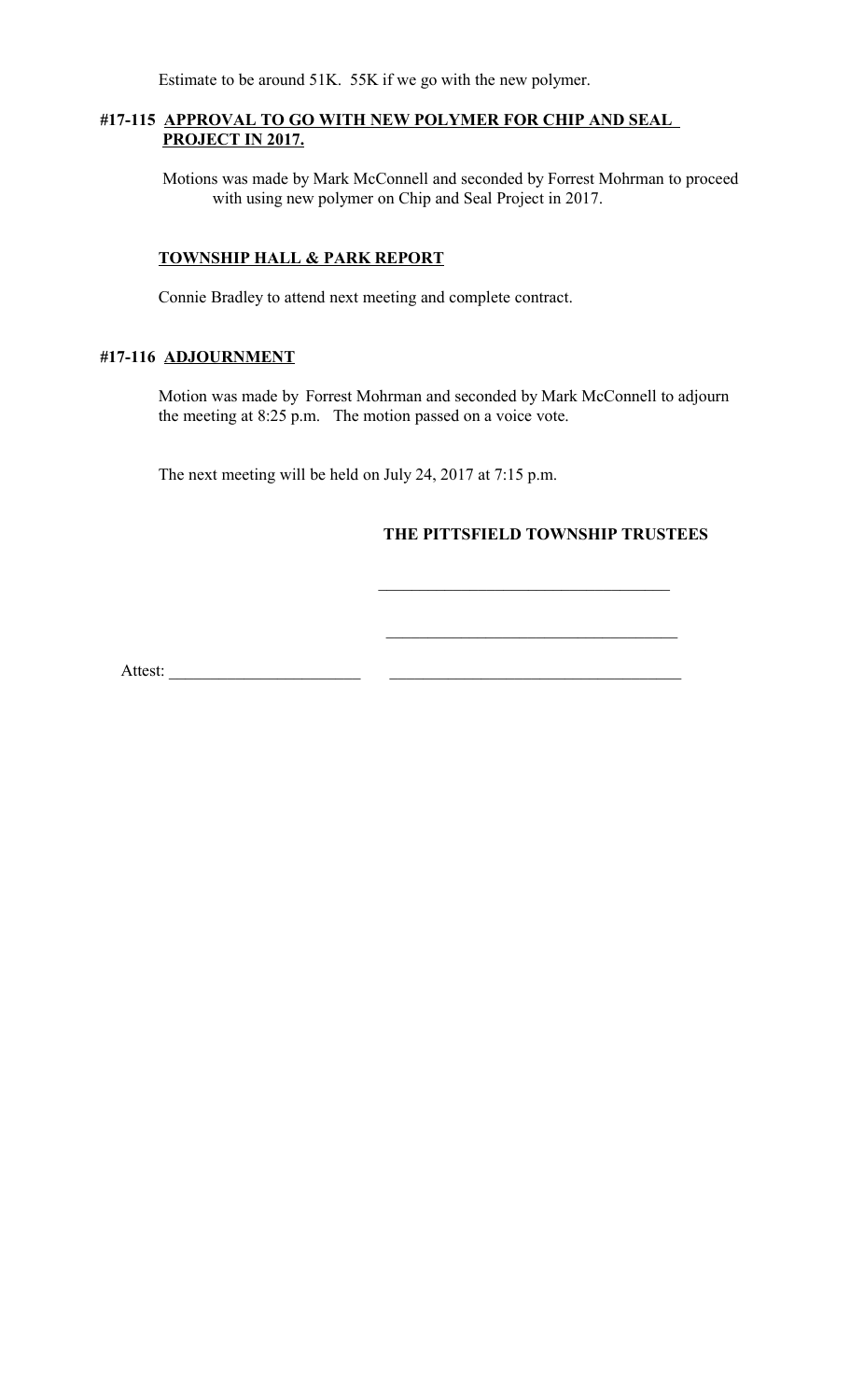Estimate to be around 51K. 55K if we go with the new polymer.

## #17-115 APPROVAL TO GO WITH NEW POLYMER FOR CHIP AND SEAL PROJECT IN 2017.

Motions was made by Mark McConnell and seconded by Forrest Mohrman to proceed with using new polymer on Chip and Seal Project in 2017.

## TOWNSHIP HALL & PARK REPORT

Connie Bradley to attend next meeting and complete contract.

## #17-116 ADJOURNMENT

Motion was made by Forrest Mohrman and seconded by Mark McConnell to adjourn the meeting at 8:25 p.m. The motion passed on a voice vote.

The next meeting will be held on July 24, 2017 at 7:15 p.m.

**THE PITTSFIELD TOWNSHIP TRUSTEES**

\_\_\_\_\_\_\_\_\_\_\_\_\_\_\_\_\_\_\_\_\_\_\_\_\_\_\_\_\_\_\_\_\_\_

\_\_\_\_\_\_\_\_\_\_\_\_\_\_\_\_\_\_\_\_\_\_\_\_\_\_\_\_\_\_\_\_\_\_

Attest: \_\_\_\_\_\_\_\_\_\_\_\_\_\_\_\_\_\_\_\_\_\_ \_\_\_\_\_\_\_\_\_\_\_\_\_\_\_\_\_\_\_\_\_\_\_\_\_\_\_\_\_\_\_\_\_\_